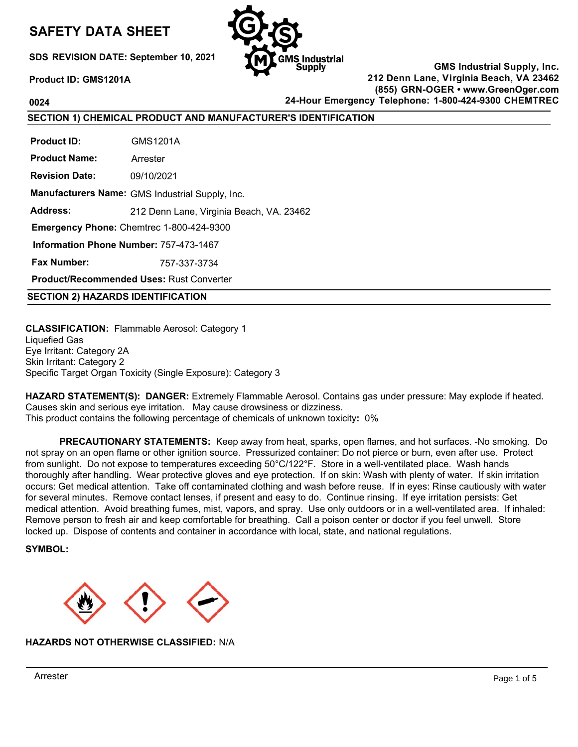# SAFETY DATA SHEET

**SDS REVISION DATE: September 10, 2021**

**Product ID: GMS1201A**

**0024**

**GMS Industrial Supply, Inc.**
**212 Denn Lane, Virginia Beach, VA 23462**
**(855) GRN-OGER • www.GreenOger.com**
**24-Hour Emergency Telephone: 1-800-424-9300 CHEMTREC**

## SECTION 1) CHEMICAL PRODUCT AND MANUFACTURER'S IDENTIFICATION

**Product ID:** GMS1201A

**Product Name:** Arrester

**Revision Date:** 09/10/2021

**Manufacturers Name:** GMS Industrial Supply, Inc.

**Address:** 212 Denn Lane, Virginia Beach, VA. 23462

**Emergency Phone:** Chemtrec 1-800-424-9300

**Information Phone Number:** 757-473-1467

**Fax Number:** 757-337-3734

**Product/Recommended Uses:** Rust Converter

## SECTION 2) HAZARDS IDENTIFICATION

**CLASSIFICATION:** Flammable Aerosol: Category 1
Liquefied Gas
Eye Irritant: Category 2A
Skin Irritant: Category 2
Specific Target Organ Toxicity (Single Exposure): Category 3

**HAZARD STATEMENT(S): DANGER:** Extremely Flammable Aerosol. Contains gas under pressure: May explode if heated. Causes skin and serious eye irritation. May cause drowsiness or dizziness.
This product contains the following percentage of chemicals of unknown toxicity**:** 0%

**PRECAUTIONARY STATEMENTS:** Keep away from heat, sparks, open flames, and hot surfaces. -No smoking. Do not spray on an open flame or other ignition source. Pressurized container: Do not pierce or burn, even after use. Protect from sunlight. Do not expose to temperatures exceeding 50°C/122°F. Store in a well-ventilated place. Wash hands thoroughly after handling. Wear protective gloves and eye protection. If on skin: Wash with plenty of water. If skin irritation occurs: Get medical attention. Take off contaminated clothing and wash before reuse. If in eyes: Rinse cautiously with water for several minutes. Remove contact lenses, if present and easy to do. Continue rinsing. If eye irritation persists: Get medical attention. Avoid breathing fumes, mist, vapors, and spray. Use only outdoors or in a well-ventilated area. If inhaled: Remove person to fresh air and keep comfortable for breathing. Call a poison center or doctor if you feel unwell. Store locked up. Dispose of contents and container in accordance with local, state, and national regulations.

**SYMBOL:**

**HAZARDS NOT OTHERWISE CLASSIFIED:** N/A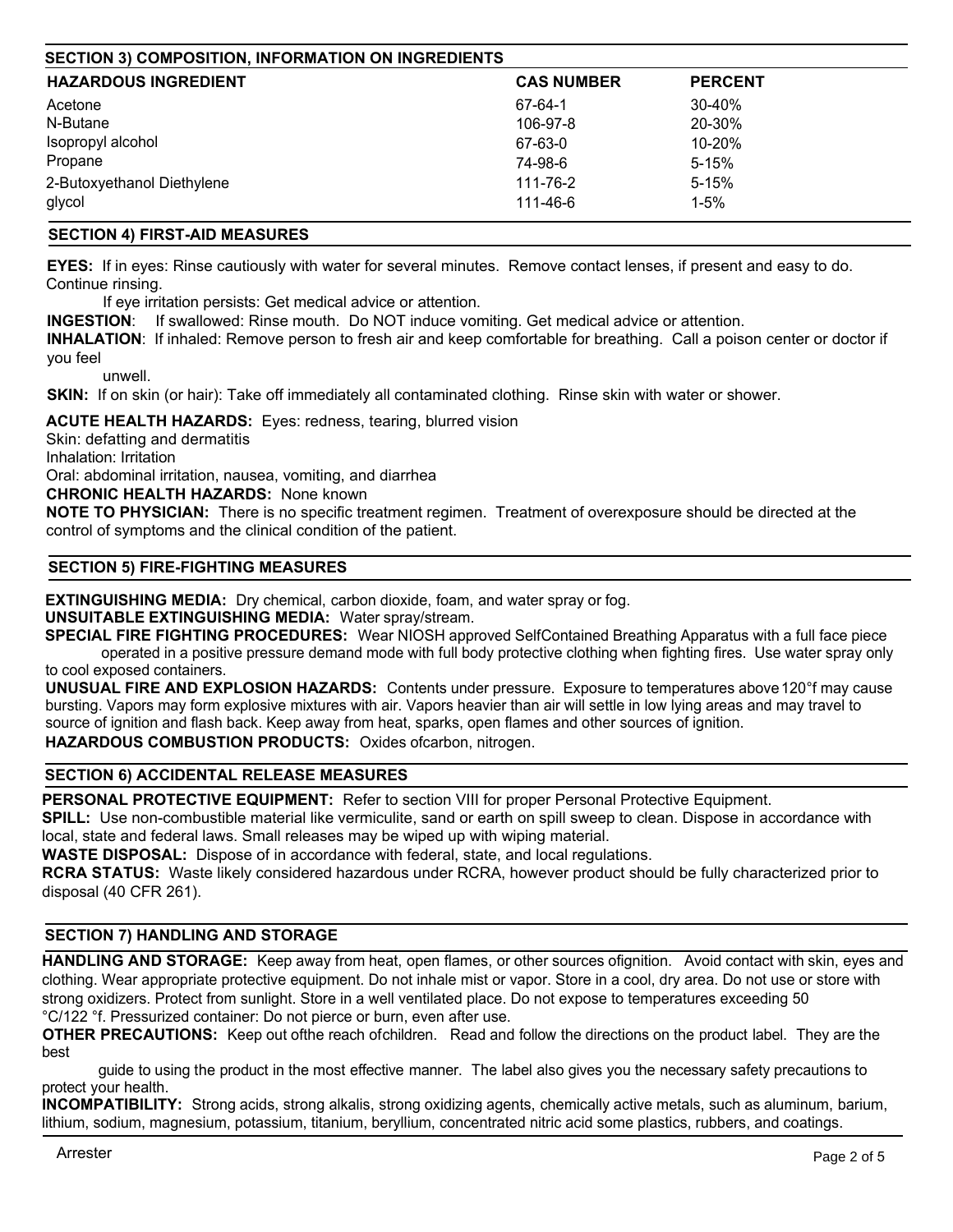## SECTION 3) COMPOSITION, INFORMATION ON INGREDIENTS

| HAZARDOUS INGREDIENT | CAS NUMBER | PERCENT |
|---|---|---|
| Acetone | 67-64-1 | 30-40% |
| N-Butane | 106-97-8 | 20-30% |
| Isopropyl alcohol | 67-63-0 | 10-20% |
| Propane | 74-98-6 | 5-15% |
| 2-Butoxyethanol Diethylene | 111-76-2 | 5-15% |
| glycol | 111-46-6 | 1-5% |

## SECTION 4) FIRST-AID MEASURES

**EYES:** If in eyes: Rinse cautiously with water for several minutes. Remove contact lenses, if present and easy to do. Continue rinsing.

If eye irritation persists: Get medical advice or attention.

**INGESTION**: If swallowed: Rinse mouth. Do NOT induce vomiting. Get medical advice or attention.

**INHALATION**: If inhaled: Remove person to fresh air and keep comfortable for breathing. Call a poison center or doctor if you feel unwell.

**SKIN:** If on skin (or hair): Take off immediately all contaminated clothing. Rinse skin with water or shower.

**ACUTE HEALTH HAZARDS:** Eyes: redness, tearing, blurred vision

Skin: defatting and dermatitis

Inhalation: Irritation

Oral: abdominal irritation, nausea, vomiting, and diarrhea

**CHRONIC HEALTH HAZARDS:** None known

**NOTE TO PHYSICIAN:** There is no specific treatment regimen. Treatment of overexposure should be directed at the control of symptoms and the clinical condition of the patient.

## SECTION 5) FIRE-FIGHTING MEASURES

**EXTINGUISHING MEDIA:** Dry chemical, carbon dioxide, foam, and water spray or fog.

**UNSUITABLE EXTINGUISHING MEDIA:** Water spray/stream.

**SPECIAL FIRE FIGHTING PROCEDURES:** Wear NIOSH approved SelfContained Breathing Apparatus with a full face piece operated in a positive pressure demand mode with full body protective clothing when fighting fires. Use water spray only to cool exposed containers.

**UNUSUAL FIRE AND EXPLOSION HAZARDS:** Contents under pressure. Exposure to temperatures above 120°f may cause bursting. Vapors may form explosive mixtures with air. Vapors heavier than air will settle in low lying areas and may travel to source of ignition and flash back. Keep away from heat, sparks, open flames and other sources of ignition.

**HAZARDOUS COMBUSTION PRODUCTS:** Oxides ofcarbon, nitrogen.

## SECTION 6) ACCIDENTAL RELEASE MEASURES

**PERSONAL PROTECTIVE EQUIPMENT:** Refer to section VIII for proper Personal Protective Equipment.

**SPILL:** Use non-combustible material like vermiculite, sand or earth on spill sweep to clean. Dispose in accordance with local, state and federal laws. Small releases may be wiped up with wiping material.

**WASTE DISPOSAL:** Dispose of in accordance with federal, state, and local regulations.

**RCRA STATUS:** Waste likely considered hazardous under RCRA, however product should be fully characterized prior to disposal (40 CFR 261).

## SECTION 7) HANDLING AND STORAGE

**HANDLING AND STORAGE:** Keep away from heat, open flames, or other sources ofignition. Avoid contact with skin, eyes and clothing. Wear appropriate protective equipment. Do not inhale mist or vapor. Store in a cool, dry area. Do not use or store with strong oxidizers. Protect from sunlight. Store in a well ventilated place. Do not expose to temperatures exceeding 50 °C/122 °f. Pressurized container: Do not pierce or burn, even after use.

**OTHER PRECAUTIONS:** Keep out ofthe reach ofchildren. Read and follow the directions on the product label. They are the best guide to using the product in the most effective manner. The label also gives you the necessary safety precautions to protect your health.

**INCOMPATIBILITY:** Strong acids, strong alkalis, strong oxidizing agents, chemically active metals, such as aluminum, barium, lithium, sodium, magnesium, potassium, titanium, beryllium, concentrated nitric acid some plastics, rubbers, and coatings.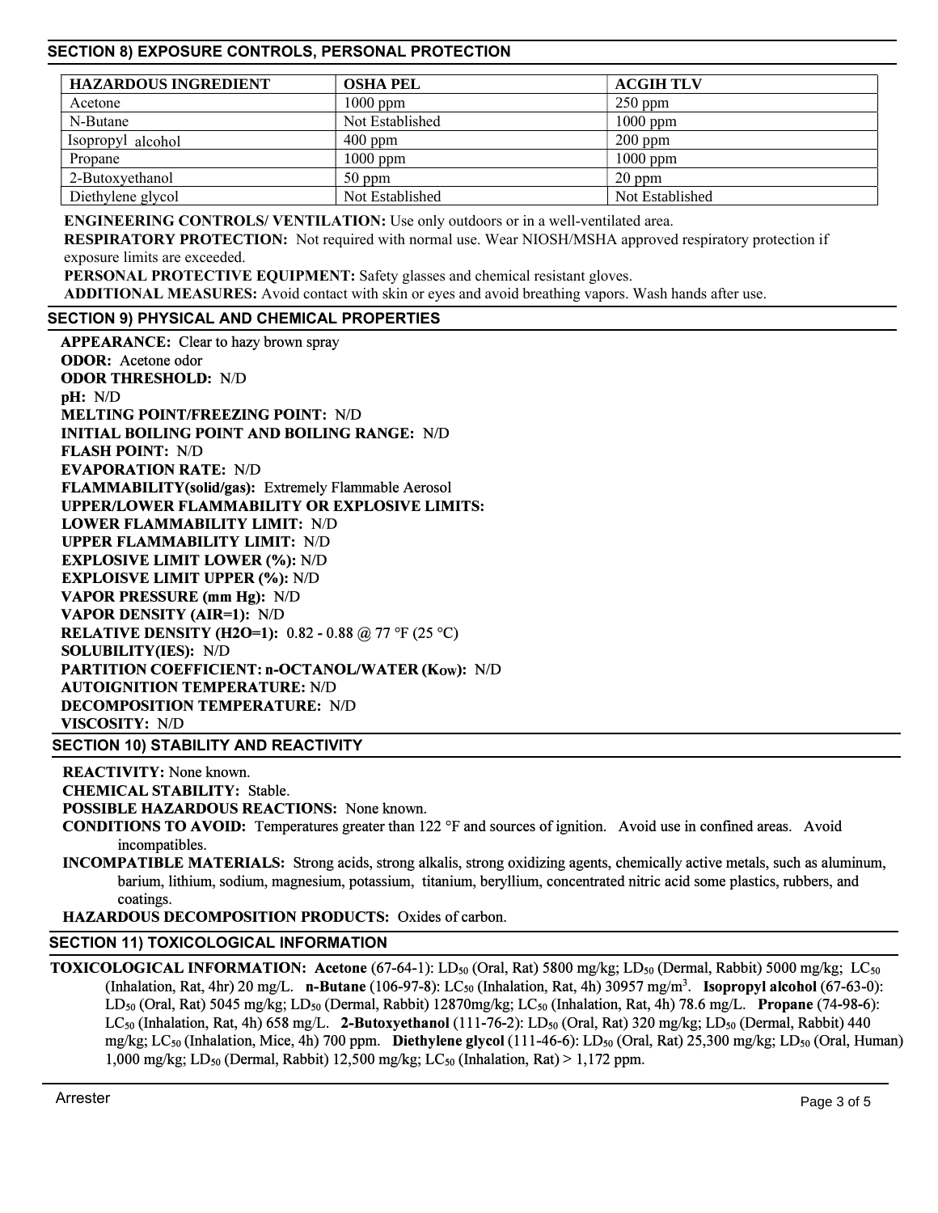## SECTION 8) EXPOSURE CONTROLS, PERSONAL PROTECTION

| HAZARDOUS INGREDIENT | OSHA PEL | ACGIH TLV |
|---|---|---|
| Acetone | 1000 ppm | 250 ppm |
| N-Butane | Not Established | 1000 ppm |
| Isopropyl alcohol | 400 ppm | 200 ppm |
| Propane | 1000 ppm | 1000 ppm |
| 2-Butoxyethanol | 50 ppm | 20 ppm |
| Diethylene glycol | Not Established | Not Established |

**ENGINEERING CONTROLS/ VENTILATION:** Use only outdoors or in a well-ventilated area.

**RESPIRATORY PROTECTION:** Not required with normal use. Wear NIOSH/MSHA approved respiratory protection if exposure limits are exceeded.

**PERSONAL PROTECTIVE EQUIPMENT:** Safety glasses and chemical resistant gloves.

**ADDITIONAL MEASURES:** Avoid contact with skin or eyes and avoid breathing vapors. Wash hands after use.

## SECTION 9) PHYSICAL AND CHEMICAL PROPERTIES

**APPEARANCE:** Clear to hazy brown spray
**ODOR:** Acetone odor
**ODOR THRESHOLD:** N/D
**pH:** N/D
**MELTING POINT/FREEZING POINT:** N/D
**INITIAL BOILING POINT AND BOILING RANGE:** N/D
**FLASH POINT:** N/D
**EVAPORATION RATE:** N/D
**FLAMMABILITY(solid/gas):** Extremely Flammable Aerosol
**UPPER/LOWER FLAMMABILITY OR EXPLOSIVE LIMITS:**
**LOWER FLAMMABILITY LIMIT:** N/D
**UPPER FLAMMABILITY LIMIT:** N/D
**EXPLOSIVE LIMIT LOWER (%):** N/D
**EXPLOISVE LIMIT UPPER (%):** N/D
**VAPOR PRESSURE (mm Hg):** N/D
**VAPOR DENSITY (AIR=1):** N/D
**RELATIVE DENSITY (H2O=1):** 0.82 - 0.88 @ 77 °F (25 °C)
**SOLUBILITY(IES):** N/D
**PARTITION COEFFICIENT: n-OCTANOL/WATER ($K_{OW}$):** N/D
**AUTOIGNITION TEMPERATURE:** N/D
**DECOMPOSITION TEMPERATURE:** N/D
**VISCOSITY:** N/D

## SECTION 10) STABILITY AND REACTIVITY

**REACTIVITY:** None known.

**CHEMICAL STABILITY:** Stable.

**POSSIBLE HAZARDOUS REACTIONS:** None known.

**CONDITIONS TO AVOID:** Temperatures greater than 122 °F and sources of ignition. Avoid use in confined areas. Avoid incompatibles.

**INCOMPATIBLE MATERIALS:** Strong acids, strong alkalis, strong oxidizing agents, chemically active metals, such as aluminum, barium, lithium, sodium, magnesium, potassium, titanium, beryllium, concentrated nitric acid some plastics, rubbers, and coatings.

**HAZARDOUS DECOMPOSITION PRODUCTS:** Oxides of carbon.

## SECTION 11) TOXICOLOGICAL INFORMATION

**TOXICOLOGICAL INFORMATION:** **Acetone** (67-64-1): $LD_{50}$ (Oral, Rat) 5800 mg/kg; $LD_{50}$ (Dermal, Rabbit) 5000 mg/kg; $LC_{50}$ (Inhalation, Rat, 4hr) 20 mg/L. **n-Butane** (106-97-8): $LC_{50}$ (Inhalation, Rat, 4h) 30957 mg/m$^3$. **Isopropyl alcohol** (67-63-0): $LD_{50}$ (Oral, Rat) 5045 mg/kg; $LD_{50}$ (Dermal, Rabbit) 12870mg/kg; $LC_{50}$ (Inhalation, Rat, 4h) 78.6 mg/L. **Propane** (74-98-6): $LC_{50}$ (Inhalation, Rat, 4h) 658 mg/L. **2-Butoxyethanol** (111-76-2): $LD_{50}$ (Oral, Rat) 320 mg/kg; $LD_{50}$ (Dermal, Rabbit) 440 mg/kg; $LC_{50}$ (Inhalation, Mice, 4h) 700 ppm. **Diethylene glycol** (111-46-6): $LD_{50}$ (Oral, Rat) 25,300 mg/kg; $LD_{50}$ (Oral, Human) 1,000 mg/kg; $LD_{50}$ (Dermal, Rabbit) 12,500 mg/kg; $LC_{50}$ (Inhalation, Rat) > 1,172 ppm.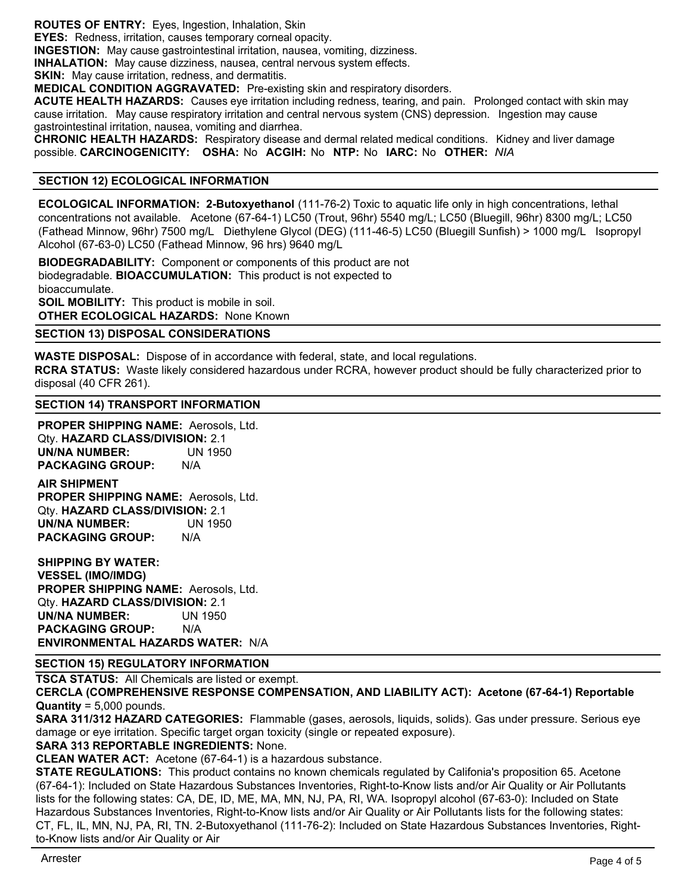**ROUTES OF ENTRY:** Eyes, Ingestion, Inhalation, Skin

**EYES:** Redness, irritation, causes temporary corneal opacity.

**INGESTION:** May cause gastrointestinal irritation, nausea, vomiting, dizziness.

**INHALATION:** May cause dizziness, nausea, central nervous system effects.

**SKIN:** May cause irritation, redness, and dermatitis.

**MEDICAL CONDITION AGGRAVATED:** Pre-existing skin and respiratory disorders.

**ACUTE HEALTH HAZARDS:** Causes eye irritation including redness, tearing, and pain. Prolonged contact with skin may cause irritation. May cause respiratory irritation and central nervous system (CNS) depression. Ingestion may cause gastrointestinal irritation, nausea, vomiting and diarrhea.

**CHRONIC HEALTH HAZARDS:** Respiratory disease and dermal related medical conditions. Kidney and liver damage possible. **CARCINOGENICITY: OSHA:** No **ACGIH:** No **NTP:** No **IARC:** No **OTHER:** *N/A*

## SECTION 12) ECOLOGICAL INFORMATION

**ECOLOGICAL INFORMATION: 2-Butoxyethanol** (111-76-2) Toxic to aquatic life only in high concentrations, lethal concentrations not available. Acetone (67-64-1) LC50 (Trout, 96hr) 5540 mg/L; LC50 (Bluegill, 96hr) 8300 mg/L; LC50 (Fathead Minnow, 96hr) 7500 mg/L Diethylene Glycol (DEG) (111-46-5) LC50 (Bluegill Sunfish) > 1000 mg/L Isopropyl Alcohol (67-63-0) LC50 (Fathead Minnow, 96 hrs) 9640 mg/L

**BIODEGRADABILITY:** Component or components of this product are not biodegradable. **BIOACCUMULATION:** This product is not expected to bioaccumulate.

**SOIL MOBILITY:** This product is mobile in soil.

**OTHER ECOLOGICAL HAZARDS:** None Known

## SECTION 13) DISPOSAL CONSIDERATIONS

**WASTE DISPOSAL:** Dispose of in accordance with federal, state, and local regulations.

**RCRA STATUS:** Waste likely considered hazardous under RCRA, however product should be fully characterized prior to disposal (40 CFR 261).

## SECTION 14) TRANSPORT INFORMATION

**PROPER SHIPPING NAME:** Aerosols, Ltd. Qty.
**HAZARD CLASS/DIVISION:** 2.1
**UN/NA NUMBER:** UN 1950
**PACKAGING GROUP:** N/A

**AIR SHIPMENT**
**PROPER SHIPPING NAME:** Aerosols, Ltd. Qty.
**HAZARD CLASS/DIVISION:** 2.1
**UN/NA NUMBER:** UN 1950
**PACKAGING GROUP:** N/A

**SHIPPING BY WATER:**
**VESSEL (IMO/IMDG)**
**PROPER SHIPPING NAME:** Aerosols, Ltd. Qty.
**HAZARD CLASS/DIVISION:** 2.1
**UN/NA NUMBER:** UN 1950
**PACKAGING GROUP:** N/A
**ENVIRONMENTAL HAZARDS WATER:** N/A

## SECTION 15) REGULATORY INFORMATION

**TSCA STATUS:** All Chemicals are listed or exempt.

**CERCLA (COMPREHENSIVE RESPONSE COMPENSATION, AND LIABILITY ACT): Acetone (67-64-1) Reportable Quantity** = 5,000 pounds.

**SARA 311/312 HAZARD CATEGORIES:** Flammable (gases, aerosols, liquids, solids). Gas under pressure. Serious eye damage or eye irritation. Specific target organ toxicity (single or repeated exposure).

**SARA 313 REPORTABLE INGREDIENTS:** None.

**CLEAN WATER ACT:** Acetone (67-64-1) is a hazardous substance.

**STATE REGULATIONS:** This product contains no known chemicals regulated by Califonia's proposition 65. Acetone (67-64-1): Included on State Hazardous Substances Inventories, Right-to-Know lists and/or Air Quality or Air Pollutants lists for the following states: CA, DE, ID, ME, MA, MN, NJ, PA, RI, WA. Isopropyl alcohol (67-63-0): Included on State Hazardous Substances Inventories, Right-to-Know lists and/or Air Quality or Air Pollutants lists for the following states: CT, FL, IL, MN, NJ, PA, RI, TN. 2-Butoxyethanol (111-76-2): Included on State Hazardous Substances Inventories, Right-to-Know lists and/or Air Quality or Air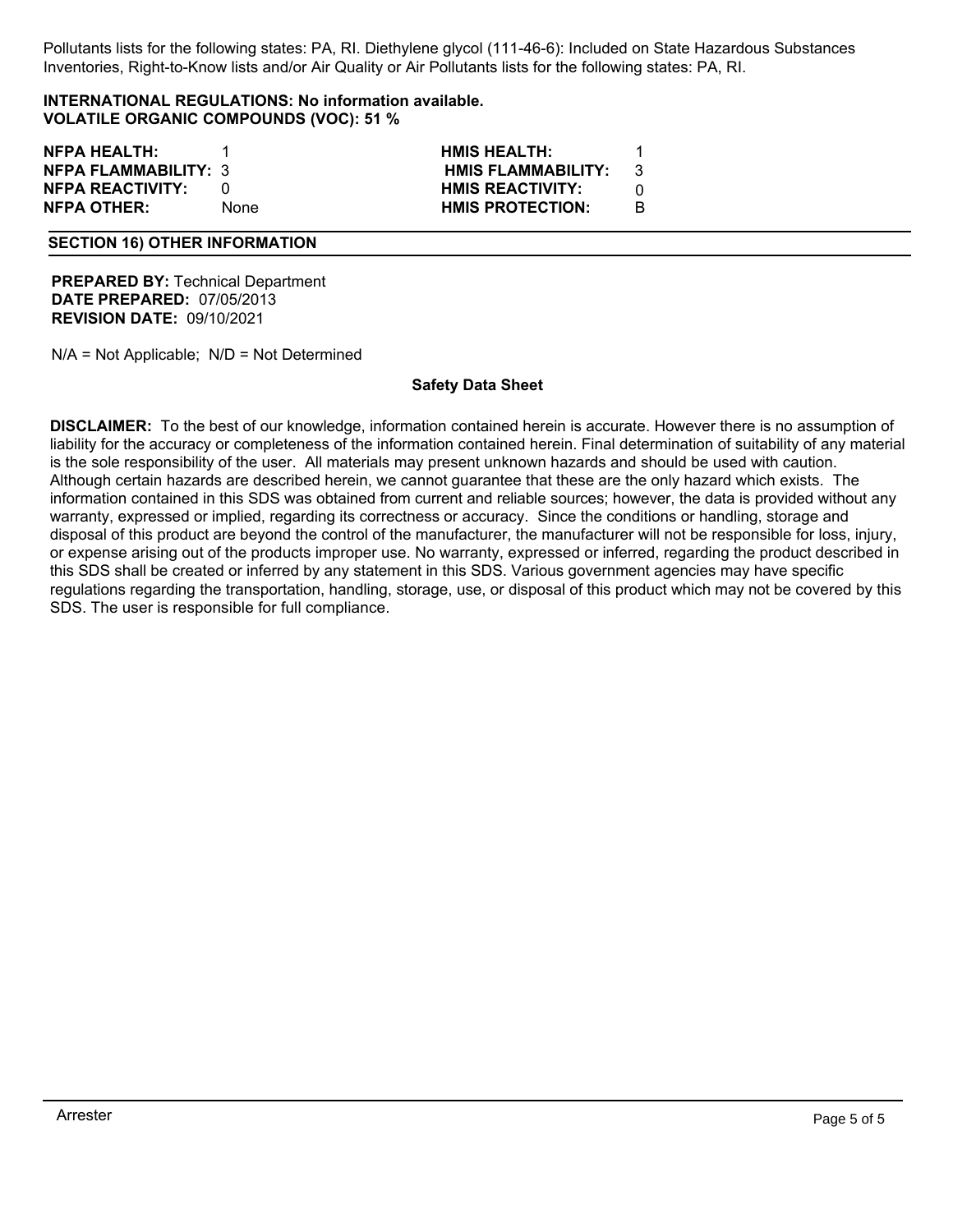Pollutants lists for the following states: PA, RI. Diethylene glycol (111-46-6): Included on State Hazardous Substances Inventories, Right-to-Know lists and/or Air Quality or Air Pollutants lists for the following states: PA, RI.

**INTERNATIONAL REGULATIONS: No information available.**
**VOLATILE ORGANIC COMPOUNDS (VOC): 51 %**

| | | | |
|---|---|---|---|
| **NFPA HEALTH:** | 1 | **HMIS HEALTH:** | 1 |
| **NFPA FLAMMABILITY:** | 3 | **HMIS FLAMMABILITY:** | 3 |
| **NFPA REACTIVITY:** | 0 | **HMIS REACTIVITY:** | 0 |
| **NFPA OTHER:** | None | **HMIS PROTECTION:** | B |

## SECTION 16) OTHER INFORMATION

**PREPARED BY:** Technical Department
**DATE PREPARED:** 07/05/2013
**REVISION DATE:** 09/10/2021

N/A = Not Applicable; N/D = Not Determined

**Safety Data Sheet**

**DISCLAIMER:** To the best of our knowledge, information contained herein is accurate. However there is no assumption of liability for the accuracy or completeness of the information contained herein. Final determination of suitability of any material is the sole responsibility of the user. All materials may present unknown hazards and should be used with caution. Although certain hazards are described herein, we cannot guarantee that these are the only hazard which exists. The information contained in this SDS was obtained from current and reliable sources; however, the data is provided without any warranty, expressed or implied, regarding its correctness or accuracy. Since the conditions or handling, storage and disposal of this product are beyond the control of the manufacturer, the manufacturer will not be responsible for loss, injury, or expense arising out of the products improper use. No warranty, expressed or inferred, regarding the product described in this SDS shall be created or inferred by any statement in this SDS. Various government agencies may have specific regulations regarding the transportation, handling, storage, use, or disposal of this product which may not be covered by this SDS. The user is responsible for full compliance.